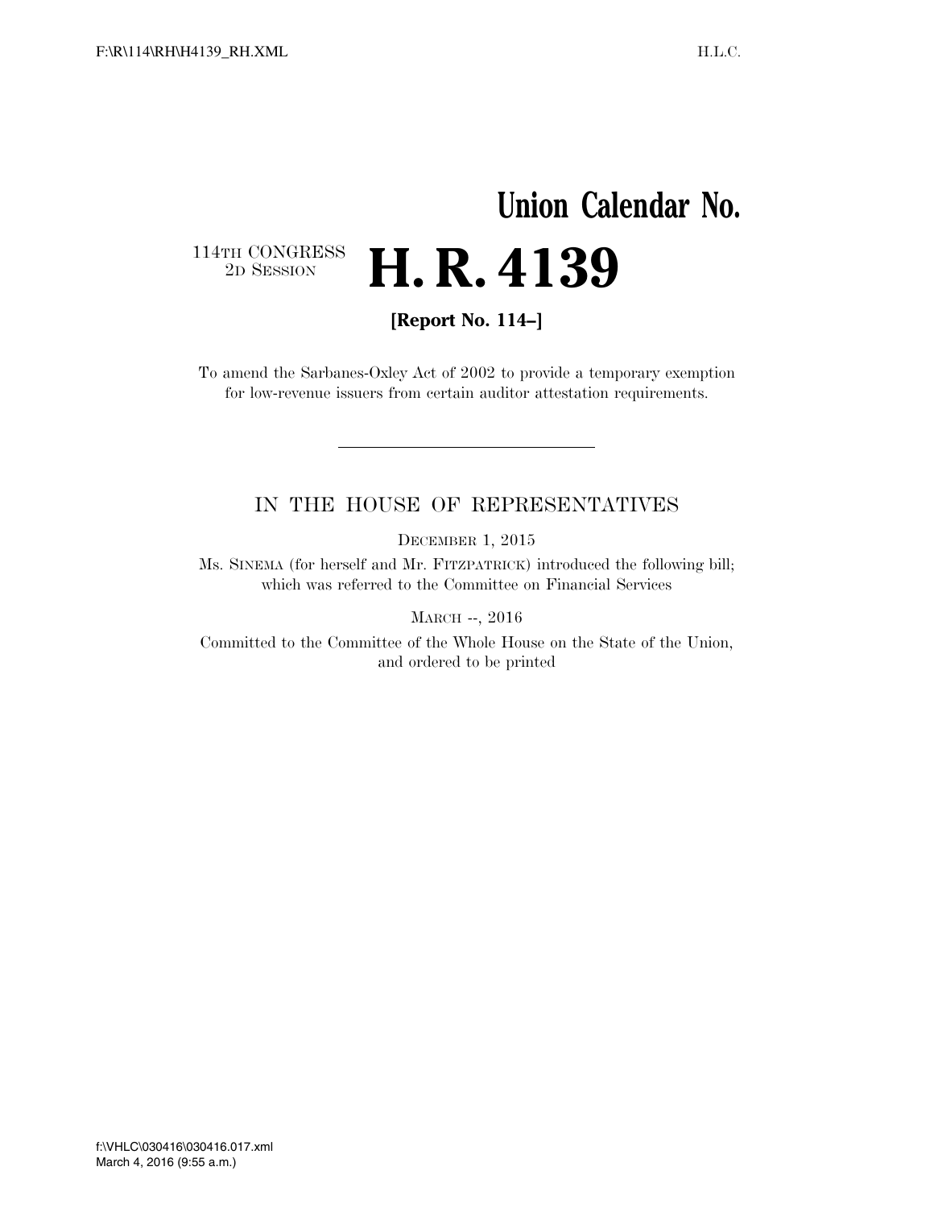# Union Calendar No.

114TH CONGRESS
2D SESSION

# H. R. 4139

**[Report No. 114–]**

To amend the Sarbanes-Oxley Act of 2002 to provide a temporary exemption for low-revenue issuers from certain auditor attestation requirements.

---

## IN THE HOUSE OF REPRESENTATIVES

DECEMBER 1, 2015

Ms. SINEMA (for herself and Mr. FITZPATRICK) introduced the following bill; which was referred to the Committee on Financial Services

MARCH --, 2016

Committed to the Committee of the Whole House on the State of the Union, and ordered to be printed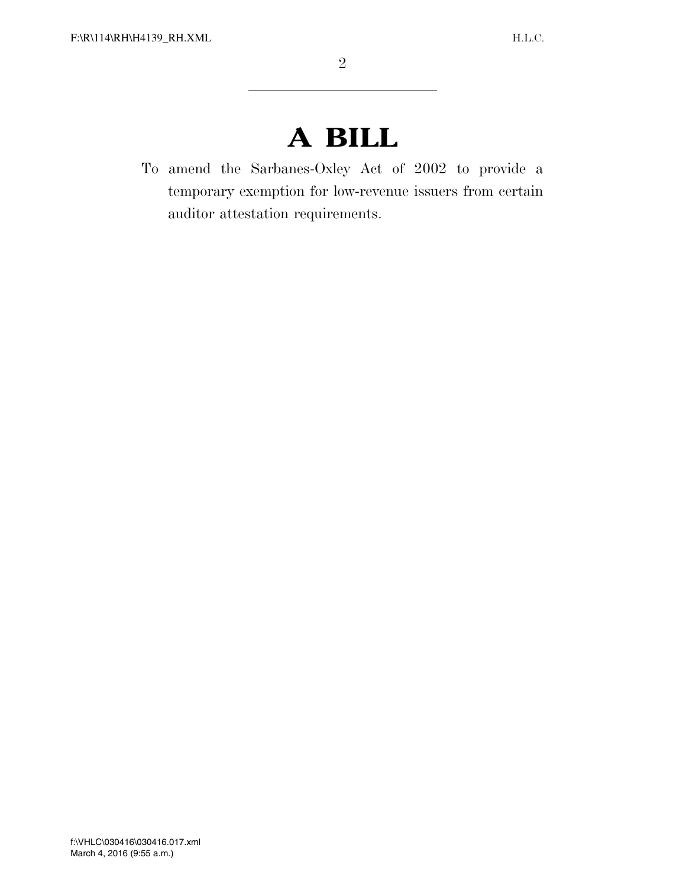# A BILL

To amend the Sarbanes-Oxley Act of 2002 to provide a temporary exemption for low-revenue issuers from certain auditor attestation requirements.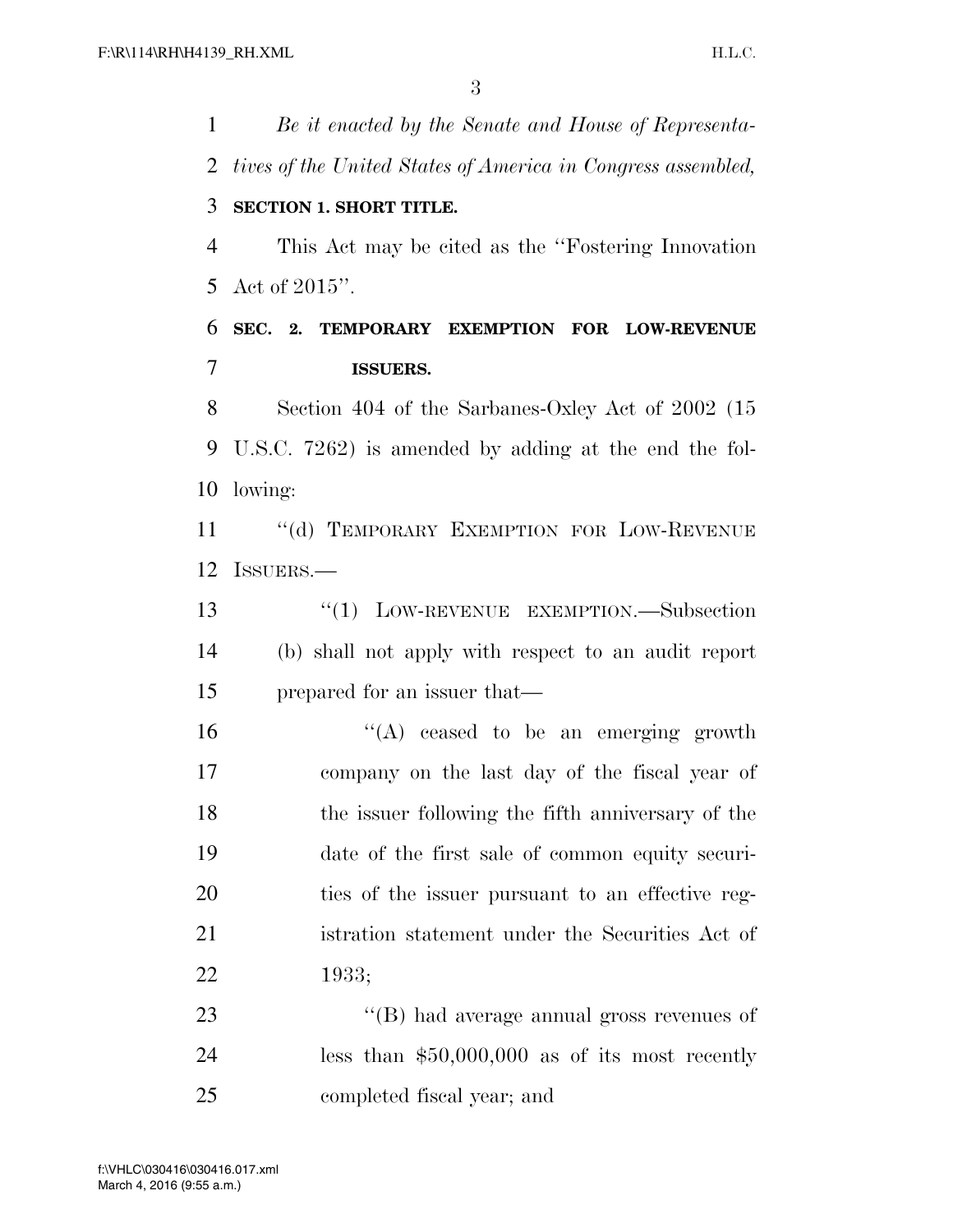*Be it enacted by the Senate and House of Representatives of the United States of America in Congress assembled,*

**SECTION 1. SHORT TITLE.**

This Act may be cited as the ''Fostering Innovation Act of 2015''.

**SEC. 2. TEMPORARY EXEMPTION FOR LOW-REVENUE ISSUERS.**

Section 404 of the Sarbanes-Oxley Act of 2002 (15 U.S.C. 7262) is amended by adding at the end the following:

''(d) TEMPORARY EXEMPTION FOR LOW-REVENUE ISSUERS.—

''(1) LOW-REVENUE EXEMPTION.—Subsection (b) shall not apply with respect to an audit report prepared for an issuer that—

''(A) ceased to be an emerging growth company on the last day of the fiscal year of the issuer following the fifth anniversary of the date of the first sale of common equity securities of the issuer pursuant to an effective registration statement under the Securities Act of 1933;

''(B) had average annual gross revenues of less than $50,000,000 as of its most recently completed fiscal year; and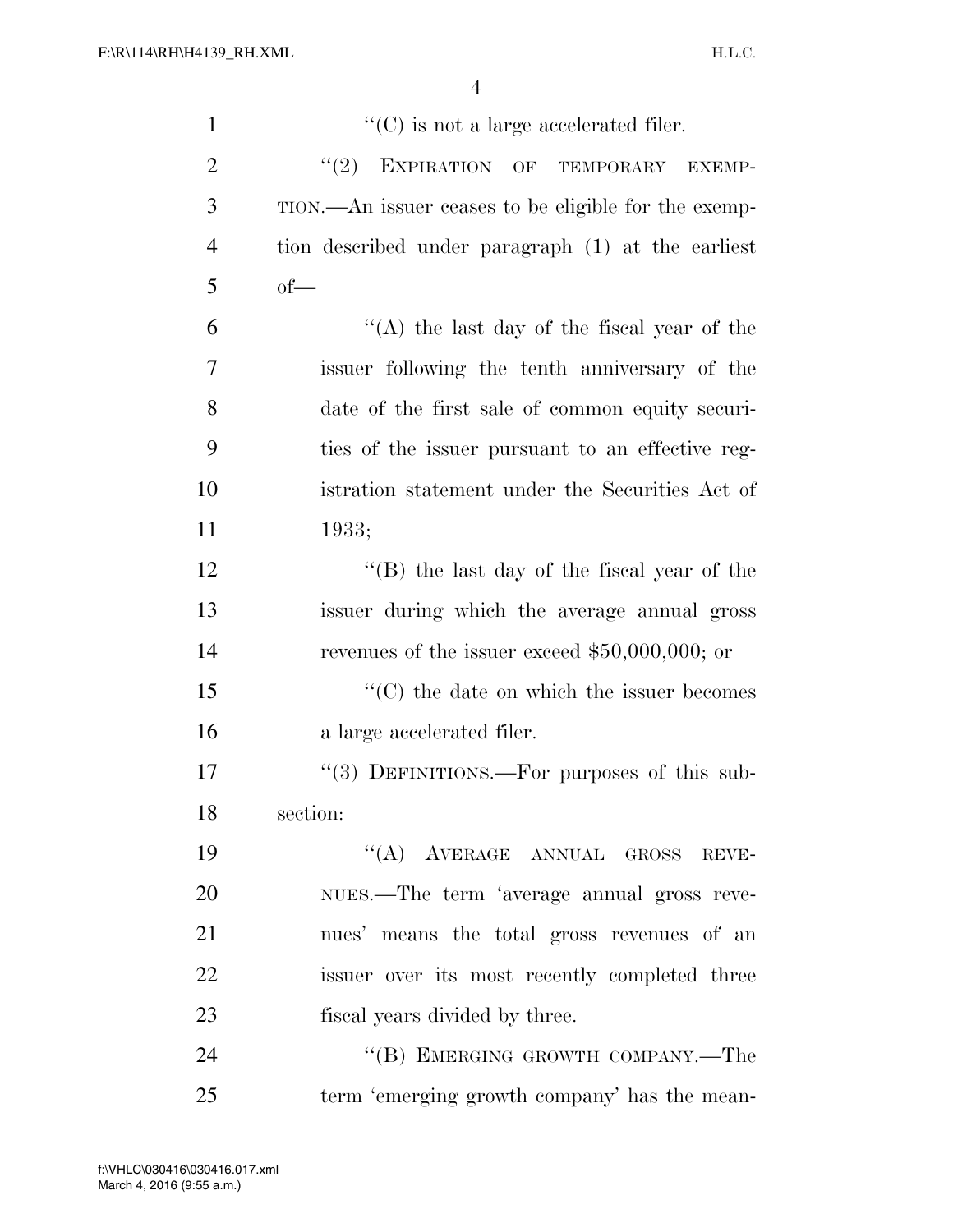''(C) is not a large accelerated filer.

''(2) EXPIRATION OF TEMPORARY EXEMPTION.—An issuer ceases to be eligible for the exemption described under paragraph (1) at the earliest of—

''(A) the last day of the fiscal year of the issuer following the tenth anniversary of the date of the first sale of common equity securities of the issuer pursuant to an effective registration statement under the Securities Act of 1933;

''(B) the last day of the fiscal year of the issuer during which the average annual gross revenues of the issuer exceed $50,000,000; or

''(C) the date on which the issuer becomes a large accelerated filer.

''(3) DEFINITIONS.—For purposes of this subsection:

''(A) AVERAGE ANNUAL GROSS REVENUES.—The term 'average annual gross revenues' means the total gross revenues of an issuer over its most recently completed three fiscal years divided by three.

''(B) EMERGING GROWTH COMPANY.—The term 'emerging growth company' has the mean-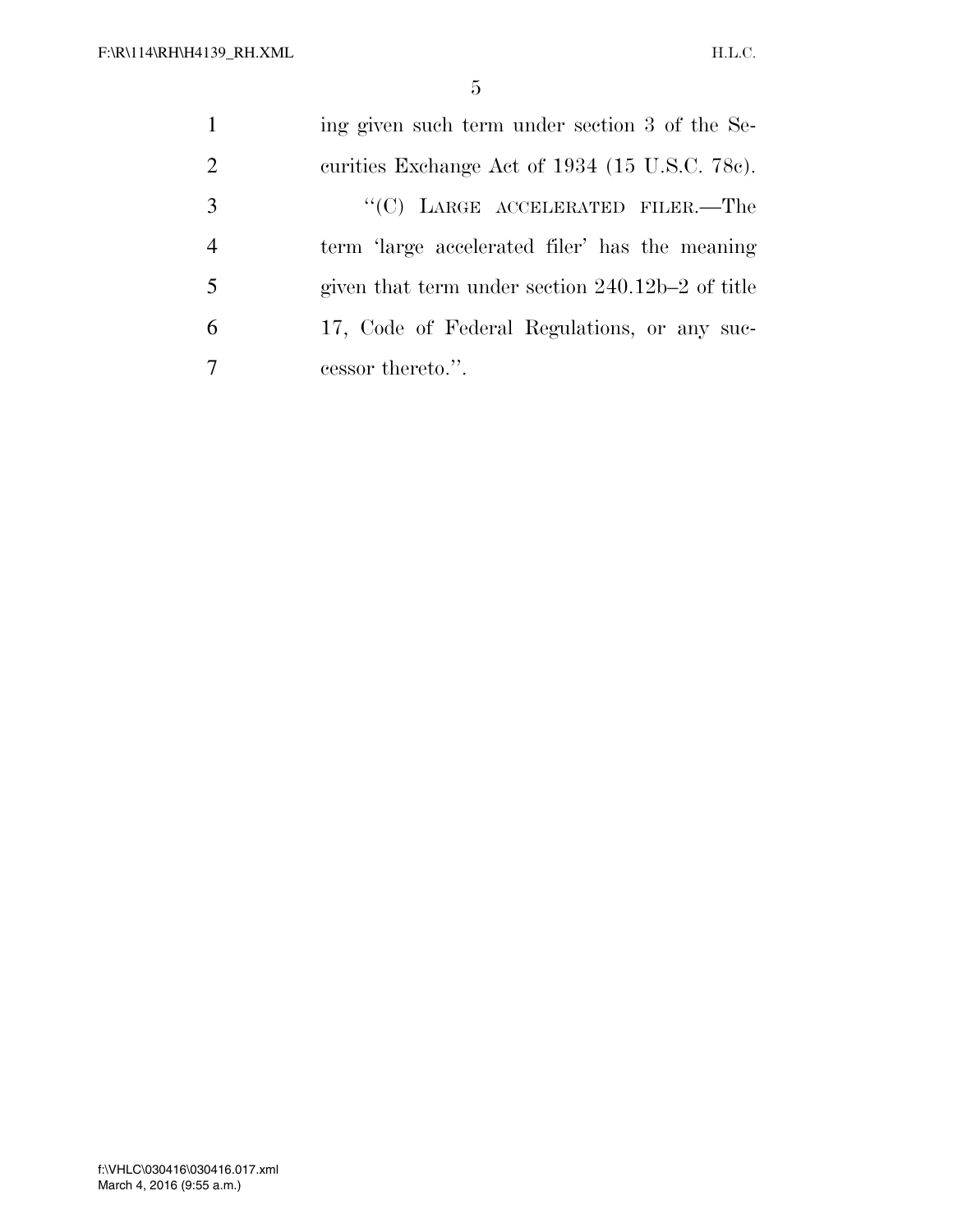ing given such term under section 3 of the Securities Exchange Act of 1934 (15 U.S.C. 78c).

"(C) LARGE ACCELERATED FILER.—The term 'large accelerated filer' has the meaning given that term under section 240.12b–2 of title 17, Code of Federal Regulations, or any successor thereto.".